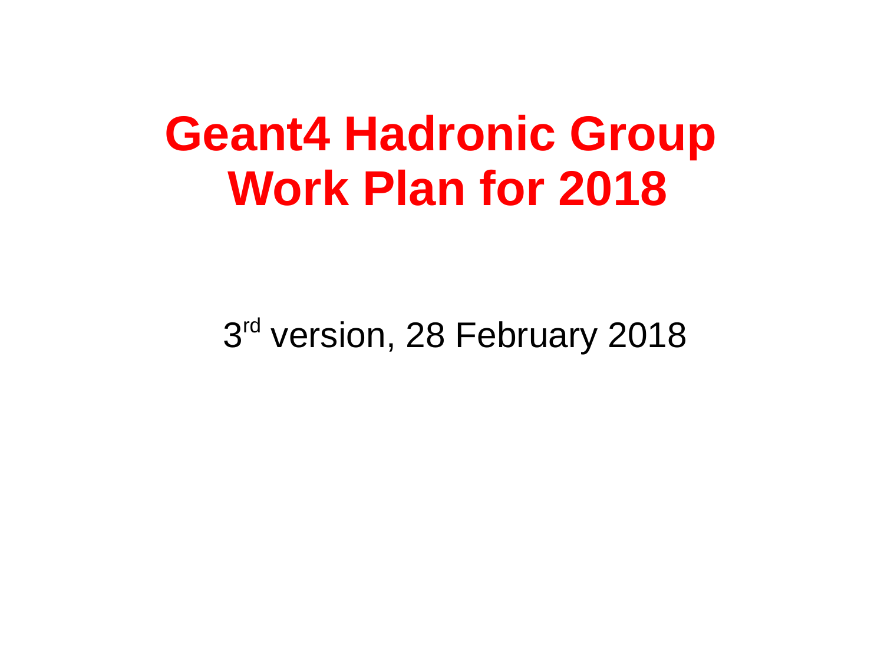# Geant4 Hadronic Group
# Work Plan for 2018

3rd version, 28 February 2018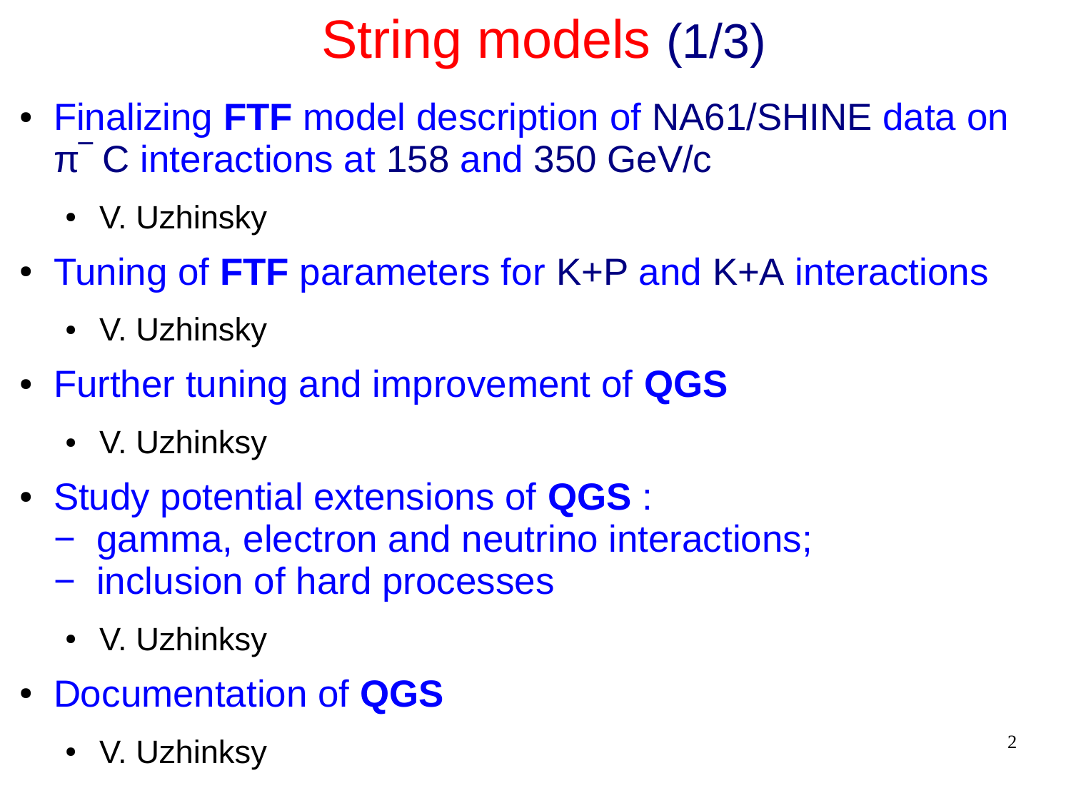# String models (1/3)

- Finalizing **FTF** model description of NA61/SHINE data on $\pi^-$ C interactions at 158 and 350 GeV/c
  - V. Uzhinsky
- Tuning of **FTF** parameters for K+P and K+A interactions
  - V. Uzhinsky
- Further tuning and improvement of **QGS**
  - V. Uzhinksy
- Study potential extensions of **QGS** :
  - gamma, electron and neutrino interactions;
  - inclusion of hard processes
  - V. Uzhinksy
- Documentation of **QGS**
  - V. Uzhinksy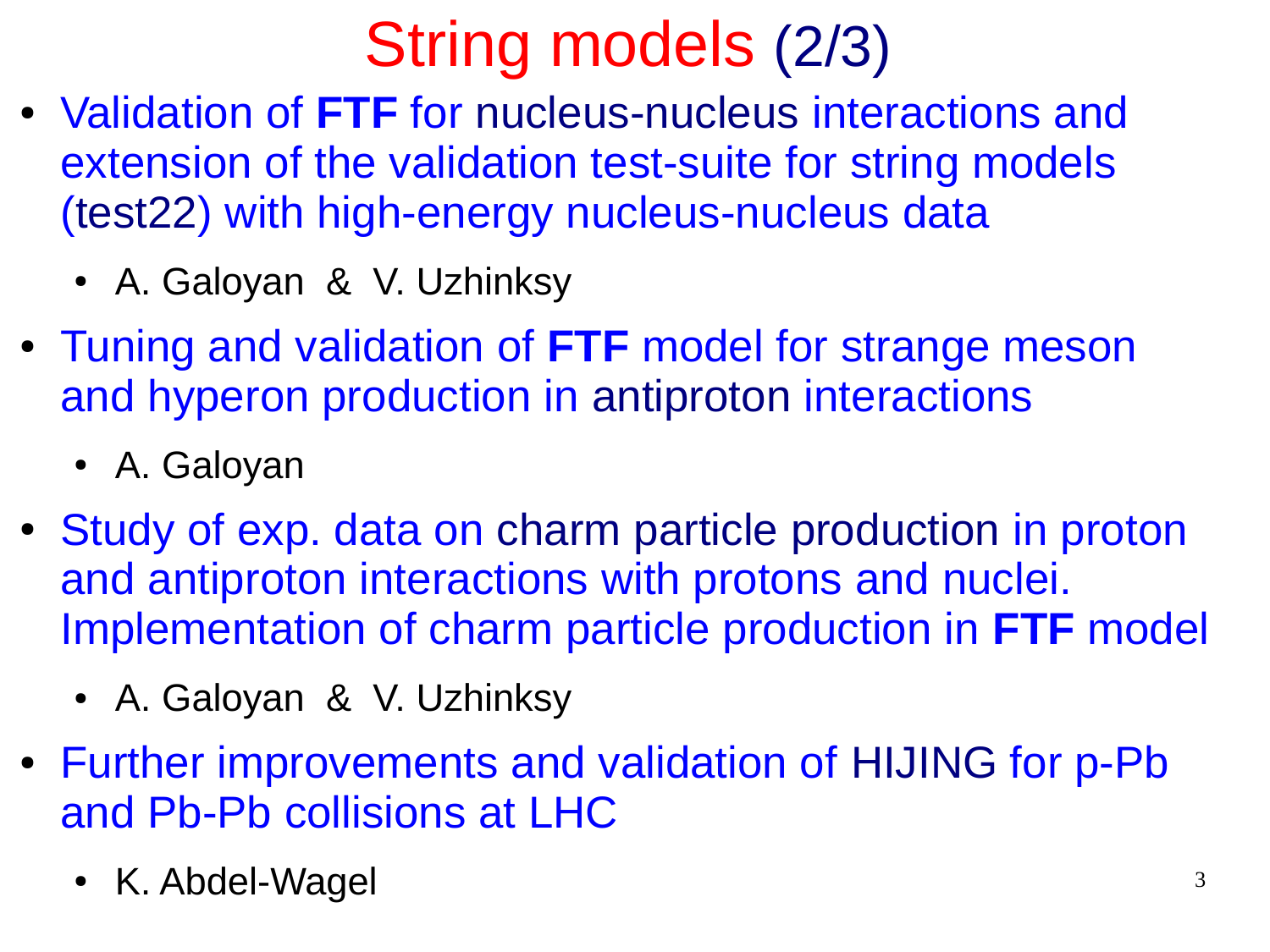# String models (2/3)

- Validation of **FTF** for nucleus-nucleus interactions and extension of the validation test-suite for string models (test22) with high-energy nucleus-nucleus data
  - A. Galoyan & V. Uzhinksy
- Tuning and validation of **FTF** model for strange meson and hyperon production in antiproton interactions
  - A. Galoyan
- Study of exp. data on charm particle production in proton and antiproton interactions with protons and nuclei. Implementation of charm particle production in **FTF** model
  - A. Galoyan & V. Uzhinksy
- Further improvements and validation of HIJING for p-Pb and Pb-Pb collisions at LHC
  - K. Abdel-Wagel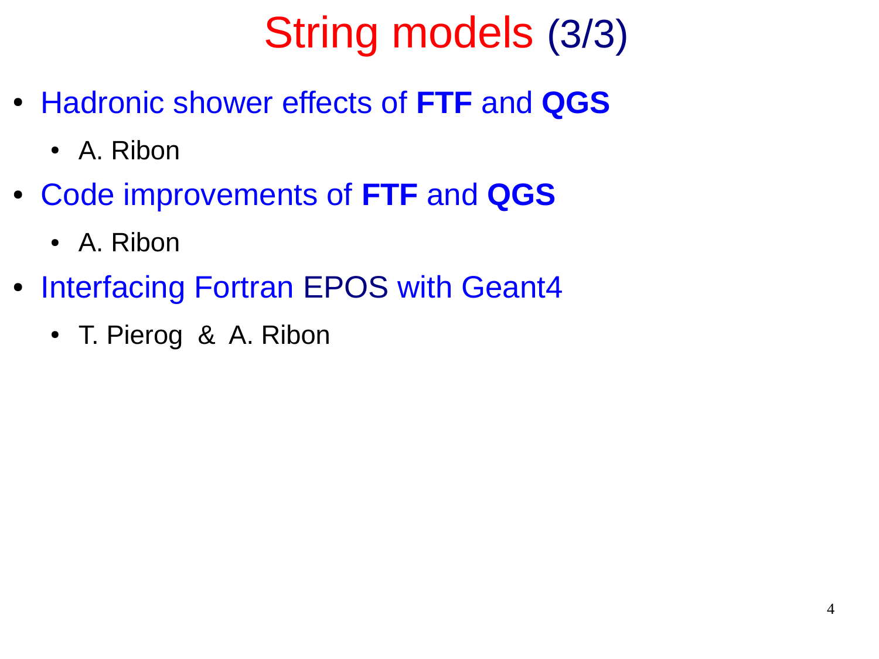# String models (3/3)

- Hadronic shower effects of **FTF** and **QGS**
  - A. Ribon
- Code improvements of **FTF** and **QGS**
  - A. Ribon
- Interfacing Fortran EPOS with Geant4
  - T. Pierog & A. Ribon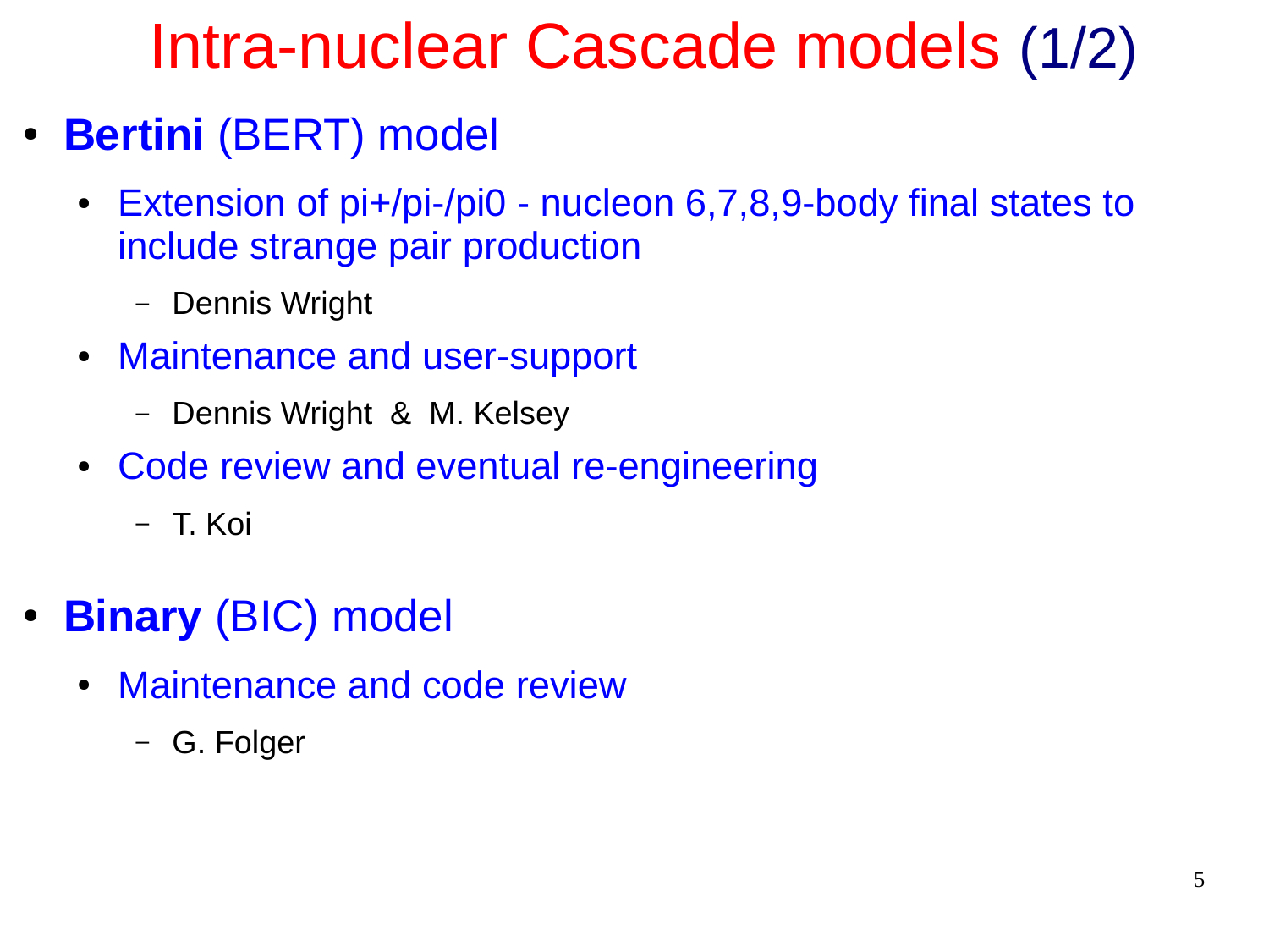# Intra-nuclear Cascade models (1/2)

- **Bertini** (BERT) model
  - Extension of pi+/pi-/pi0 - nucleon 6,7,8,9-body final states to include strange pair production
    - Dennis Wright
  - Maintenance and user-support
    - Dennis Wright & M. Kelsey
  - Code review and eventual re-engineering
    - T. Koi

- **Binary** (BIC) model
  - Maintenance and code review
    - G. Folger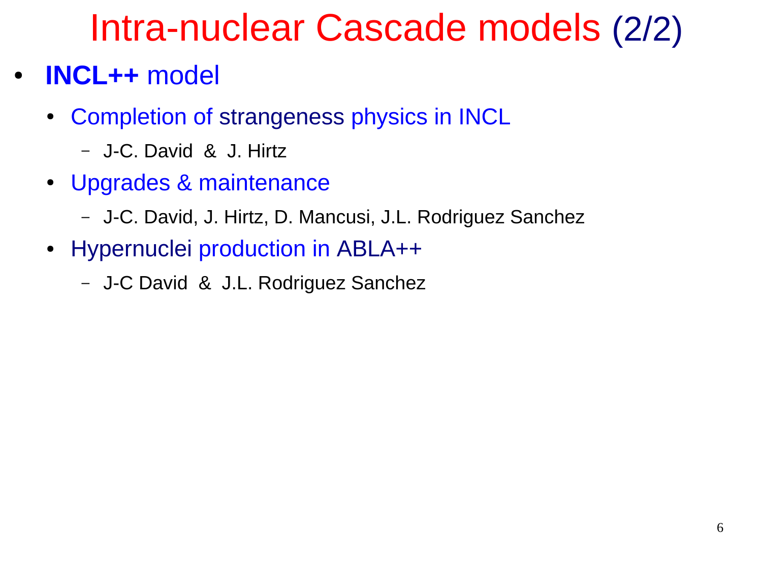# Intra-nuclear Cascade models (2/2)

- **INCL++** model
  - Completion of strangeness physics in INCL
    - J-C. David & J. Hirtz
  - Upgrades & maintenance
    - J-C. David, J. Hirtz, D. Mancusi, J.L. Rodriguez Sanchez
  - Hypernuclei production in ABLA++
    - J-C David & J.L. Rodriguez Sanchez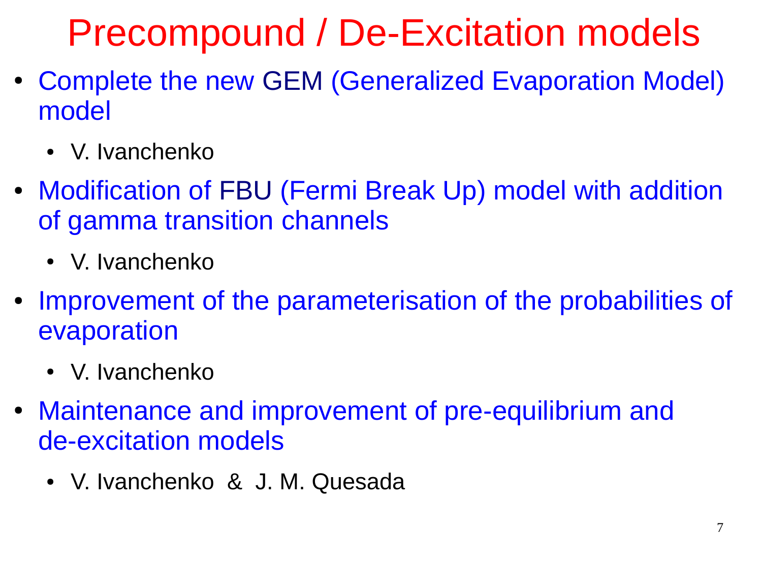# Precompound / De-Excitation models

- Complete the new GEM (Generalized Evaporation Model) model
  - V. Ivanchenko
- Modification of FBU (Fermi Break Up) model with addition of gamma transition channels
  - V. Ivanchenko
- Improvement of the parameterisation of the probabilities of evaporation
  - V. Ivanchenko
- Maintenance and improvement of pre-equilibrium and de-excitation models
  - V. Ivanchenko & J. M. Quesada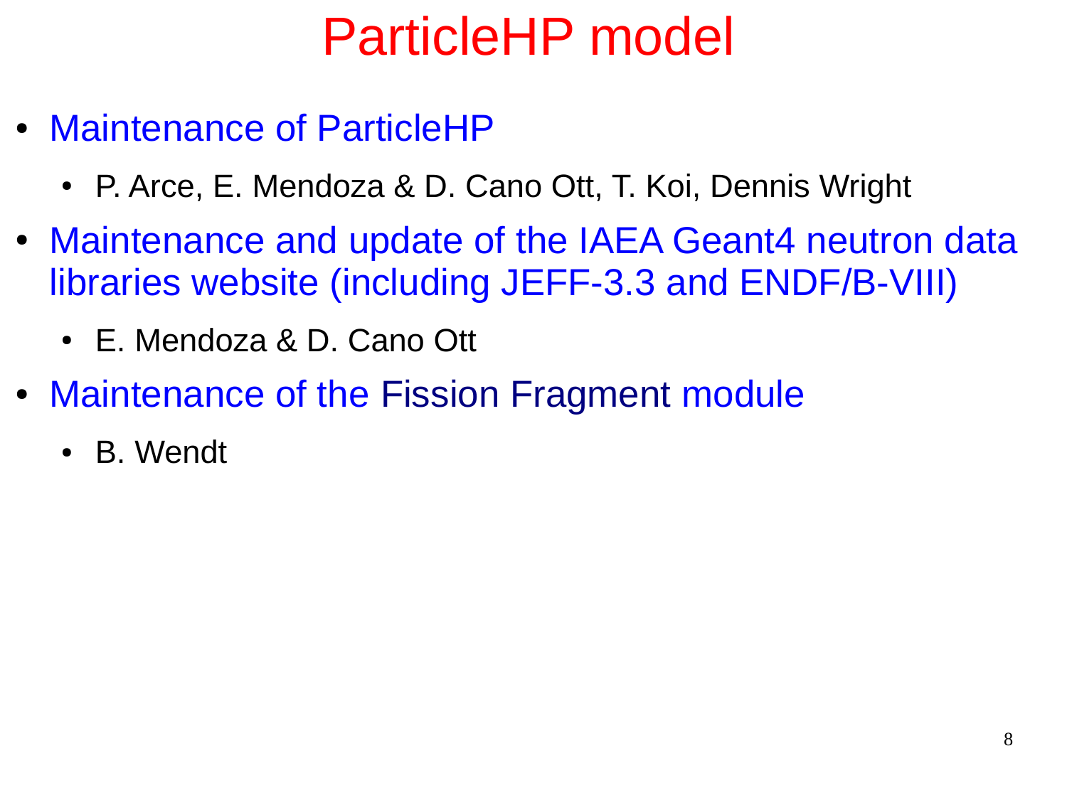# ParticleHP model

- Maintenance of ParticleHP
  - P. Arce, E. Mendoza & D. Cano Ott, T. Koi, Dennis Wright
- Maintenance and update of the IAEA Geant4 neutron data libraries website (including JEFF-3.3 and ENDF/B-VIII)
  - E. Mendoza & D. Cano Ott
- Maintenance of the Fission Fragment module
  - B. Wendt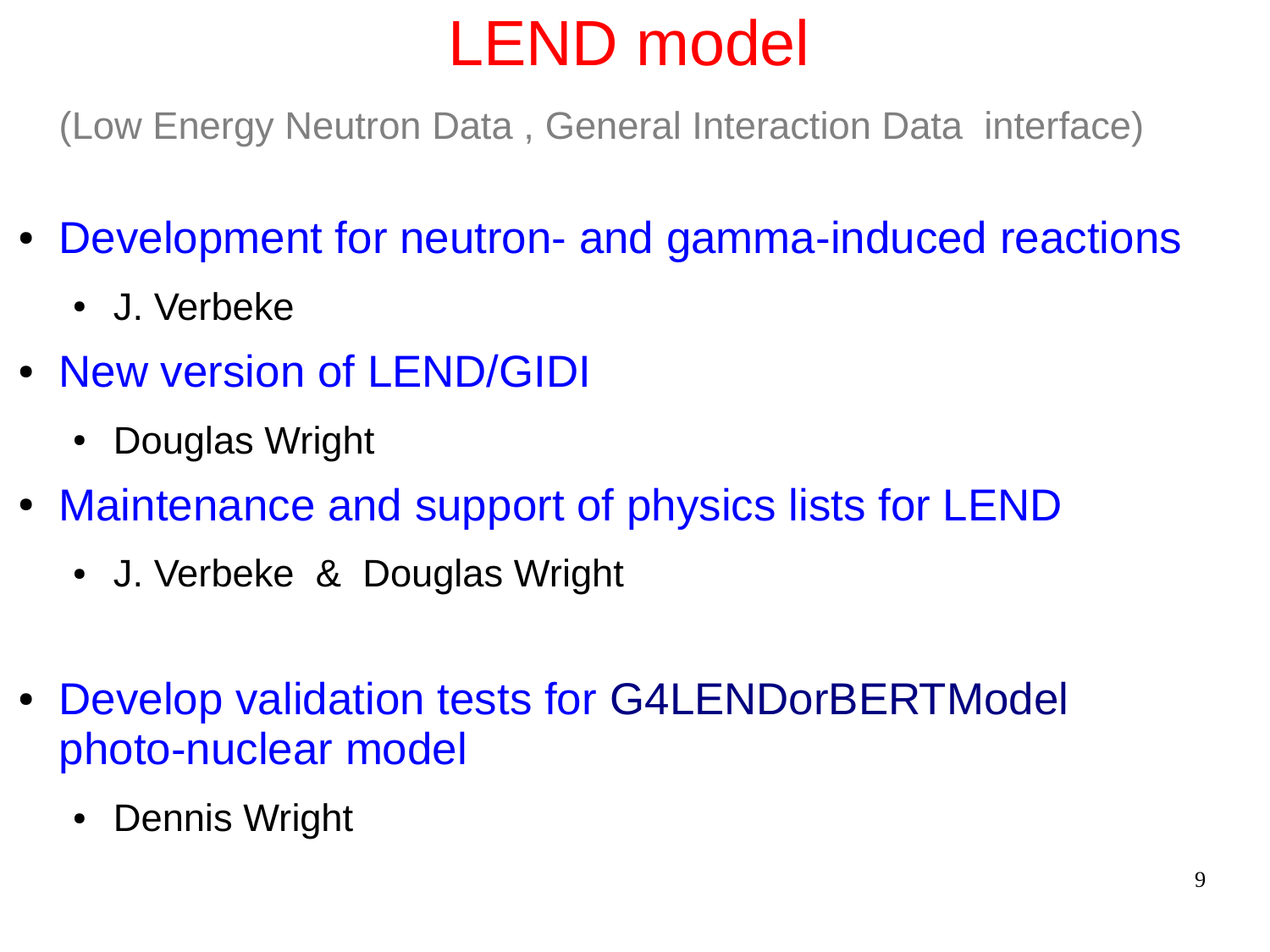# LEND model

(Low Energy Neutron Data , General Interaction Data interface)

- Development for neutron- and gamma-induced reactions
  - J. Verbeke
- New version of LEND/GIDI
  - Douglas Wright
- Maintenance and support of physics lists for LEND
  - J. Verbeke & Douglas Wright
- Develop validation tests for G4LENDorBERTModel photo-nuclear model
  - Dennis Wright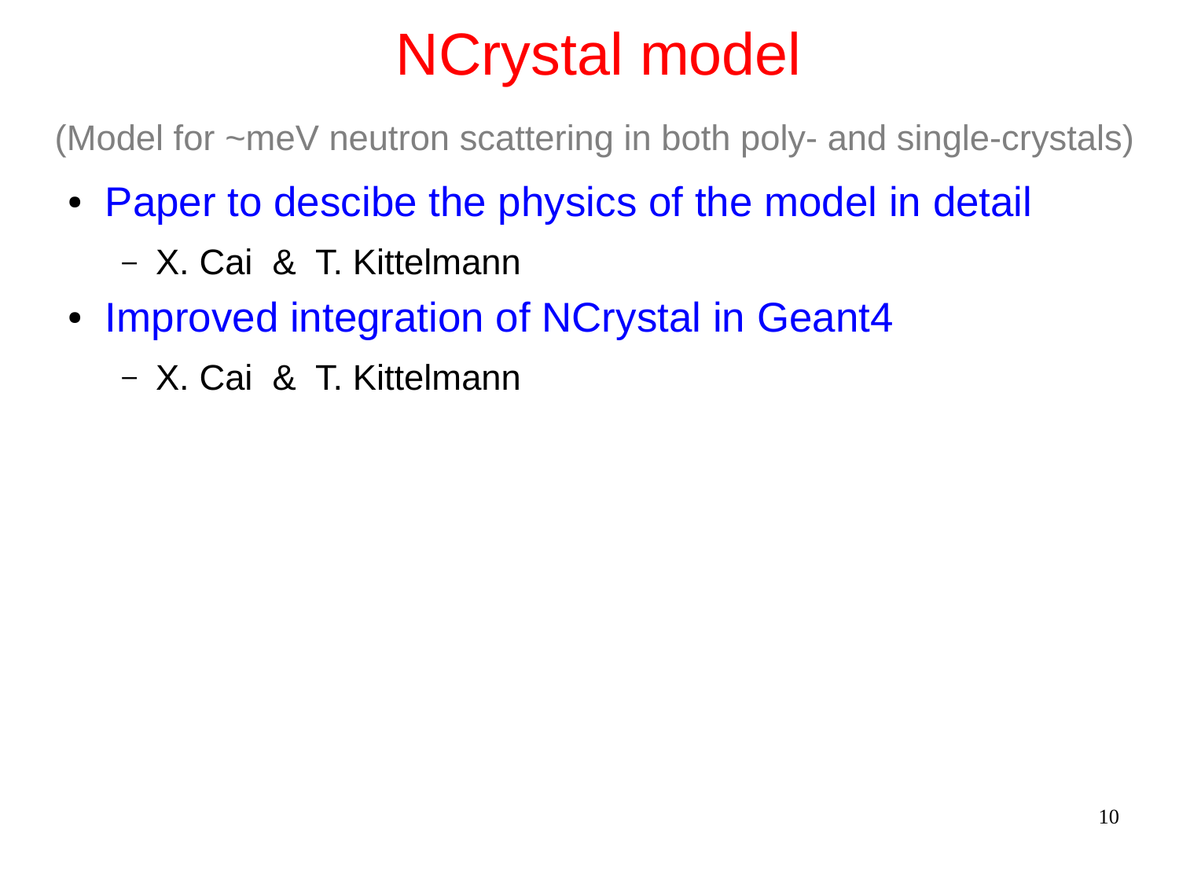# NCrystal model

(Model for ~meV neutron scattering in both poly- and single-crystals)

- Paper to descibe the physics of the model in detail
  - X. Cai & T. Kittelmann
- Improved integration of NCrystal in Geant4
  - X. Cai & T. Kittelmann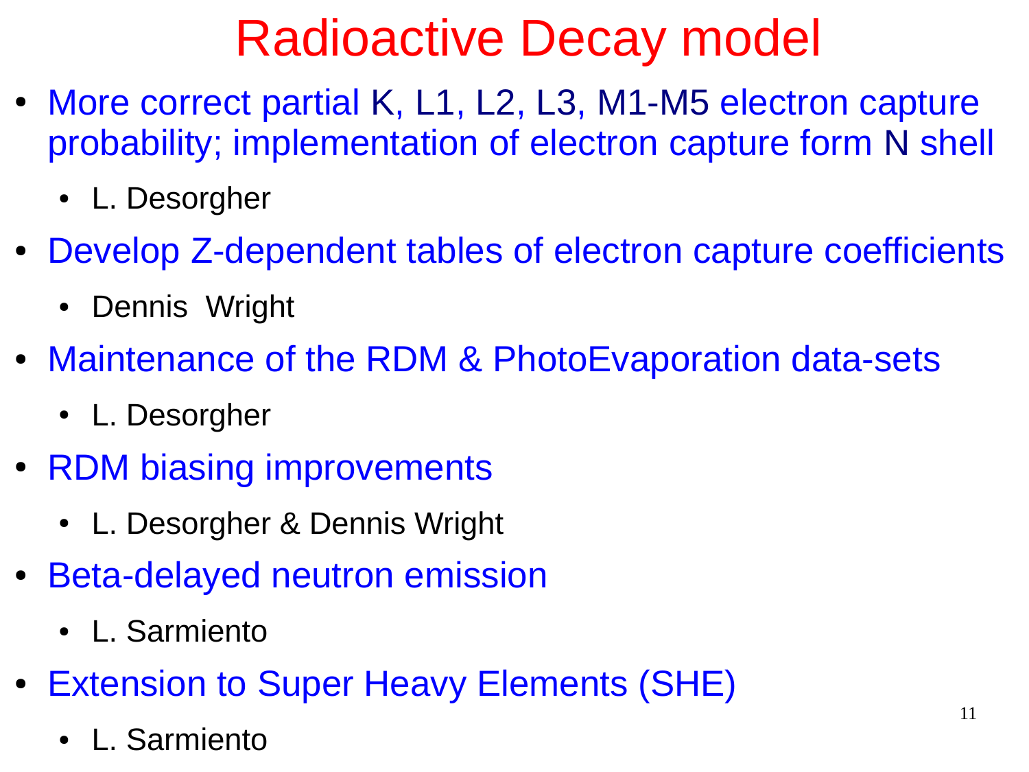# Radioactive Decay model

- More correct partial K, L1, L2, L3, M1-M5 electron capture probability; implementation of electron capture form N shell
  - L. Desorgher
- Develop Z-dependent tables of electron capture coefficients
  - Dennis  Wright
- Maintenance of the RDM & PhotoEvaporation data-sets
  - L. Desorgher
- RDM biasing improvements
  - L. Desorgher & Dennis Wright
- Beta-delayed neutron emission
  - L. Sarmiento
- Extension to Super Heavy Elements (SHE)
  - L. Sarmiento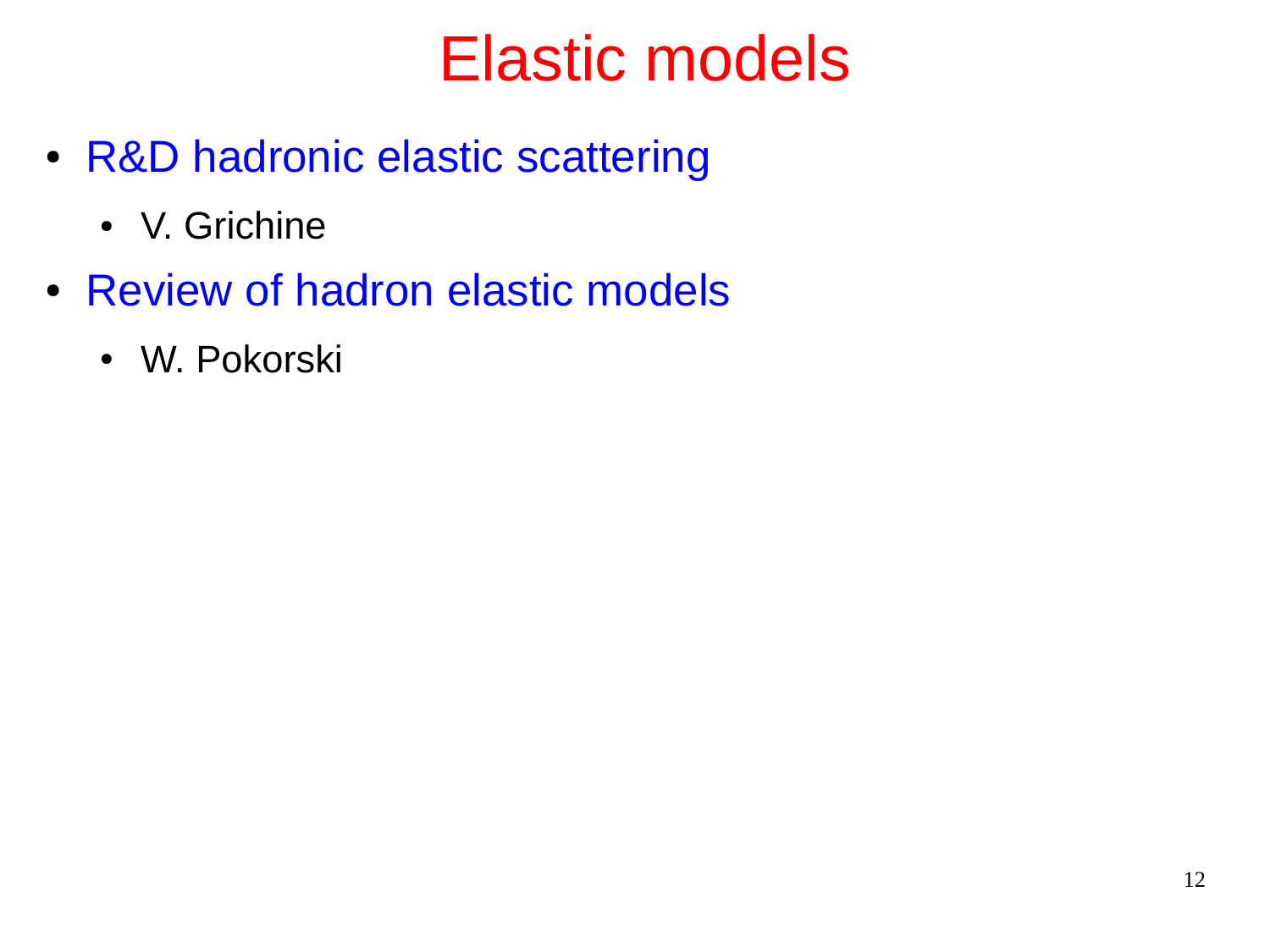# Elastic models

- R&D hadronic elastic scattering
  - V. Grichine
- Review of hadron elastic models
  - W. Pokorski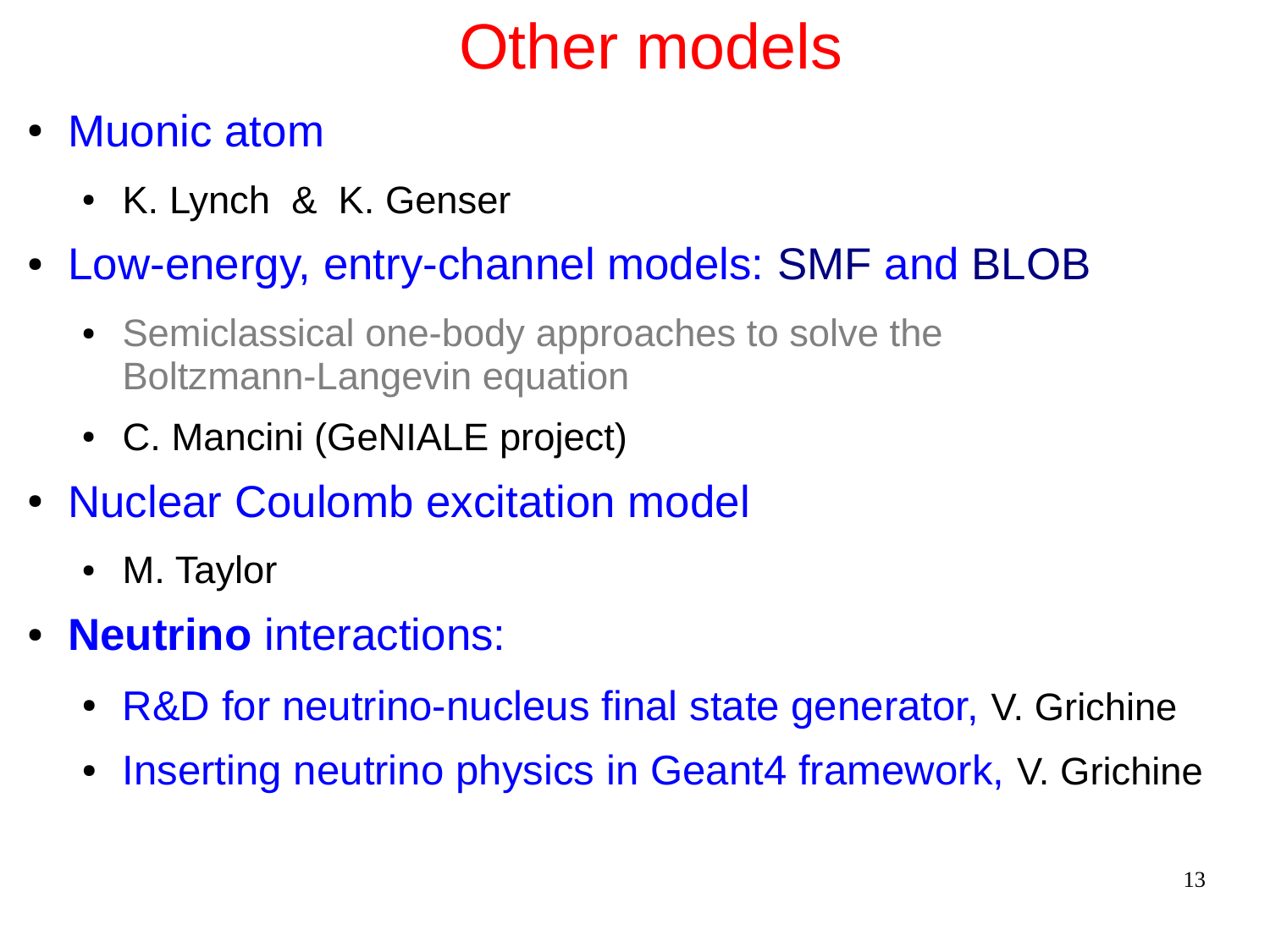# Other models

- Muonic atom
  - K. Lynch & K. Genser
- Low-energy, entry-channel models: SMF and BLOB
  - Semiclassical one-body approaches to solve the Boltzmann-Langevin equation
  - C. Mancini (GeNIALE project)
- Nuclear Coulomb excitation model
  - M. Taylor
- **Neutrino** interactions:
  - R&D for neutrino-nucleus final state generator, V. Grichine
  - Inserting neutrino physics in Geant4 framework, V. Grichine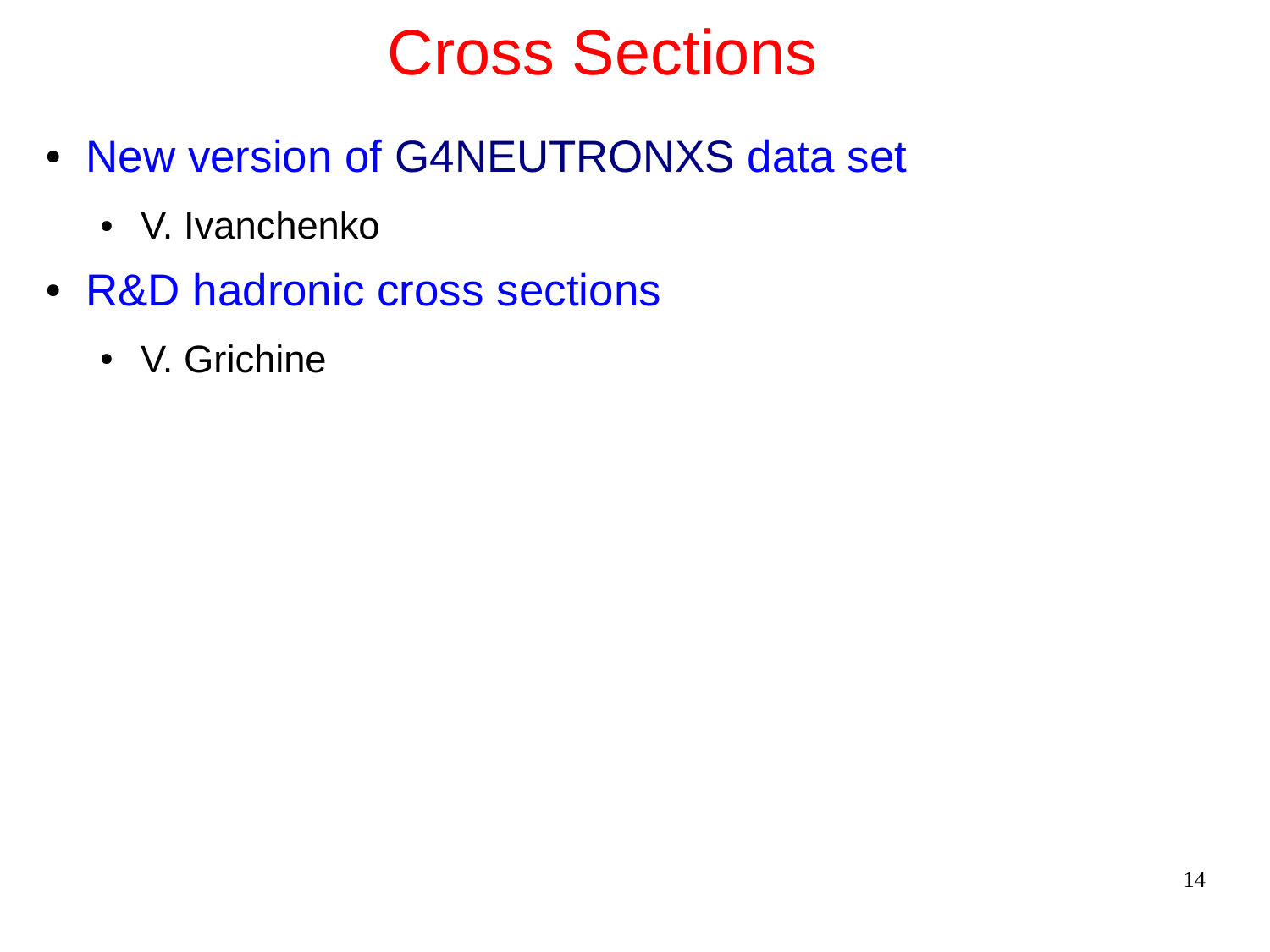# Cross Sections

- New version of G4NEUTRONXS data set
  - V. Ivanchenko
- R&D hadronic cross sections
  - V. Grichine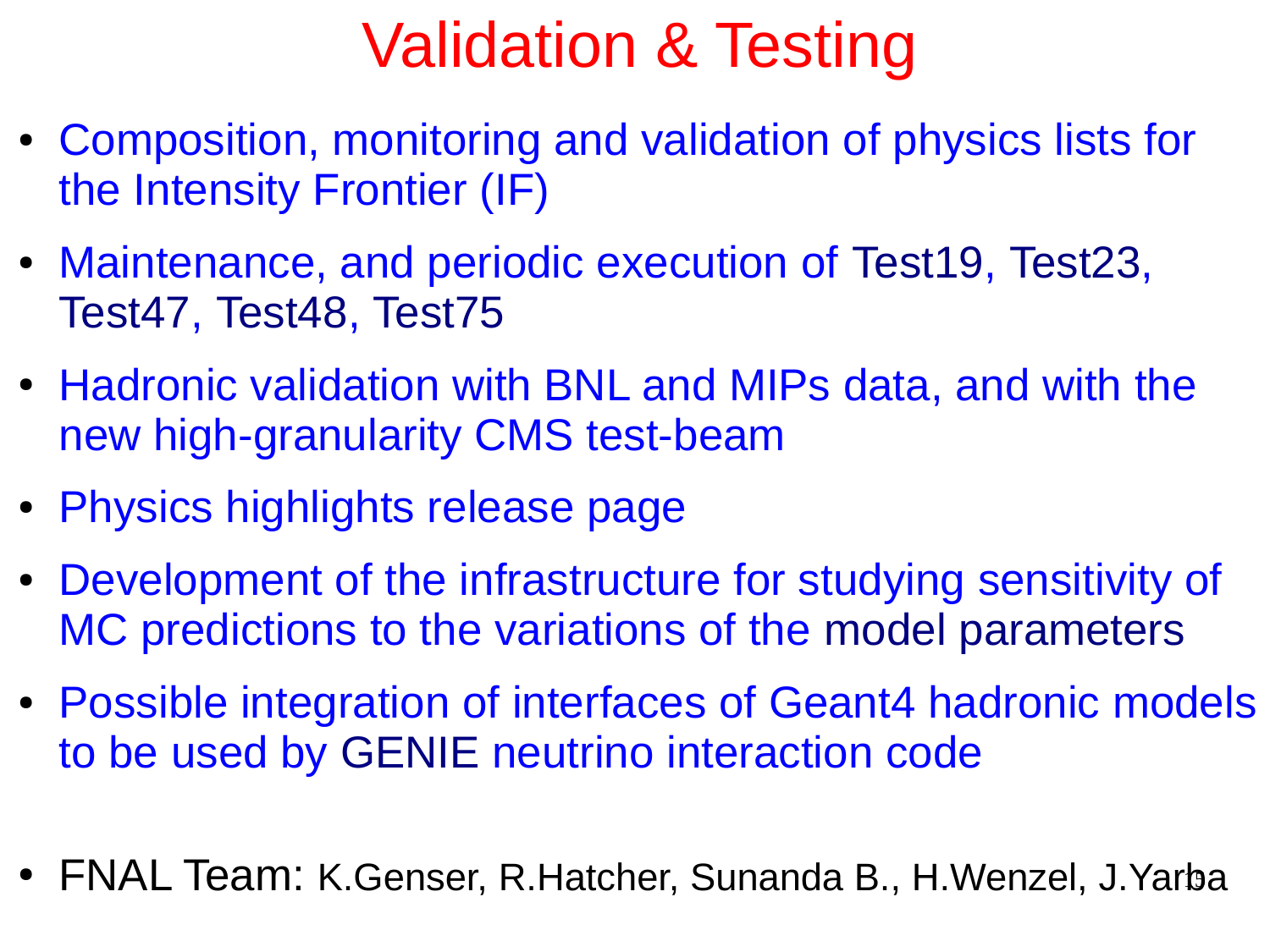# Validation & Testing

- Composition, monitoring and validation of physics lists for the Intensity Frontier (IF)
- Maintenance, and periodic execution of Test19, Test23, Test47, Test48, Test75
- Hadronic validation with BNL and MIPs data, and with the new high-granularity CMS test-beam
- Physics highlights release page
- Development of the infrastructure for studying sensitivity of MC predictions to the variations of the model parameters
- Possible integration of interfaces of Geant4 hadronic models to be used by GENIE neutrino interaction code

- FNAL Team: K.Genser, R.Hatcher, Sunanda B., H.Wenzel, J.Yarba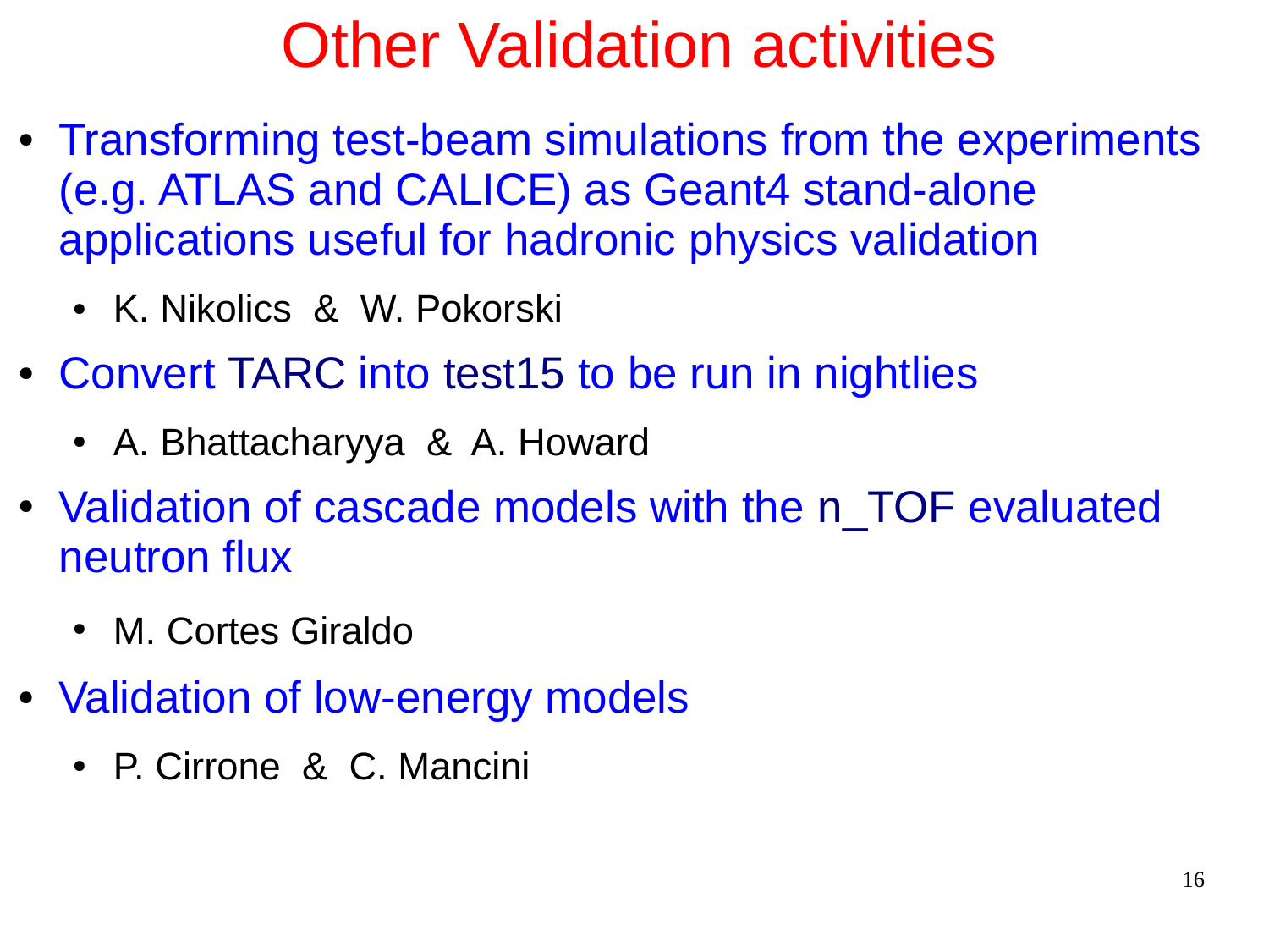# Other Validation activities

- Transforming test-beam simulations from the experiments (e.g. ATLAS and CALICE) as Geant4 stand-alone applications useful for hadronic physics validation
  - K. Nikolics & W. Pokorski
- Convert TARC into test15 to be run in nightlies
  - A. Bhattacharyya & A. Howard
- Validation of cascade models with the n_TOF evaluated neutron flux
  - M. Cortes Giraldo
- Validation of low-energy models
  - P. Cirrone & C. Mancini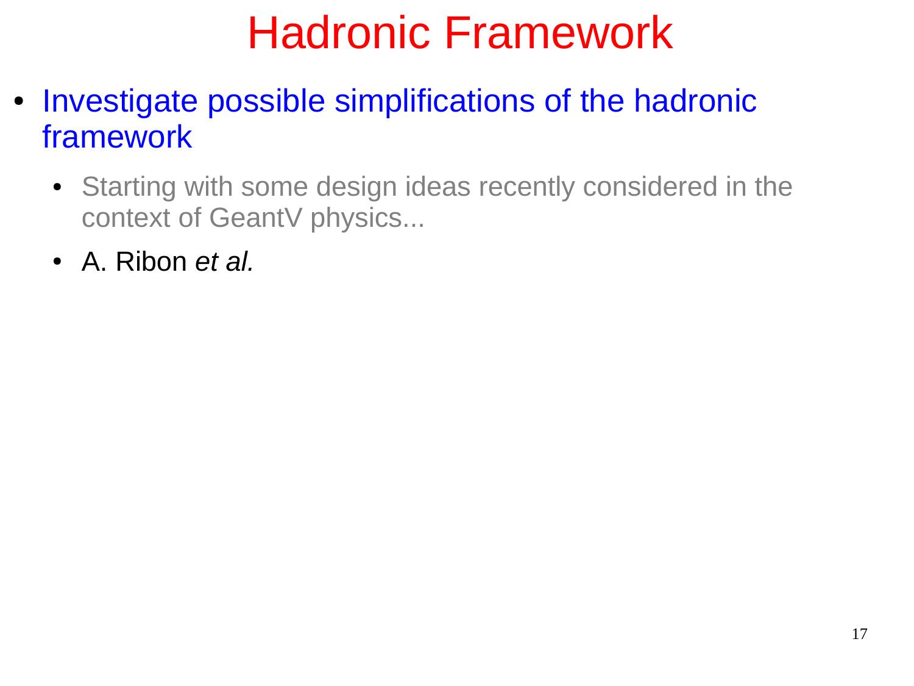# Hadronic Framework

- Investigate possible simplifications of the hadronic framework
  - Starting with some design ideas recently considered in the context of GeantV physics...
  - A. Ribon *et al.*